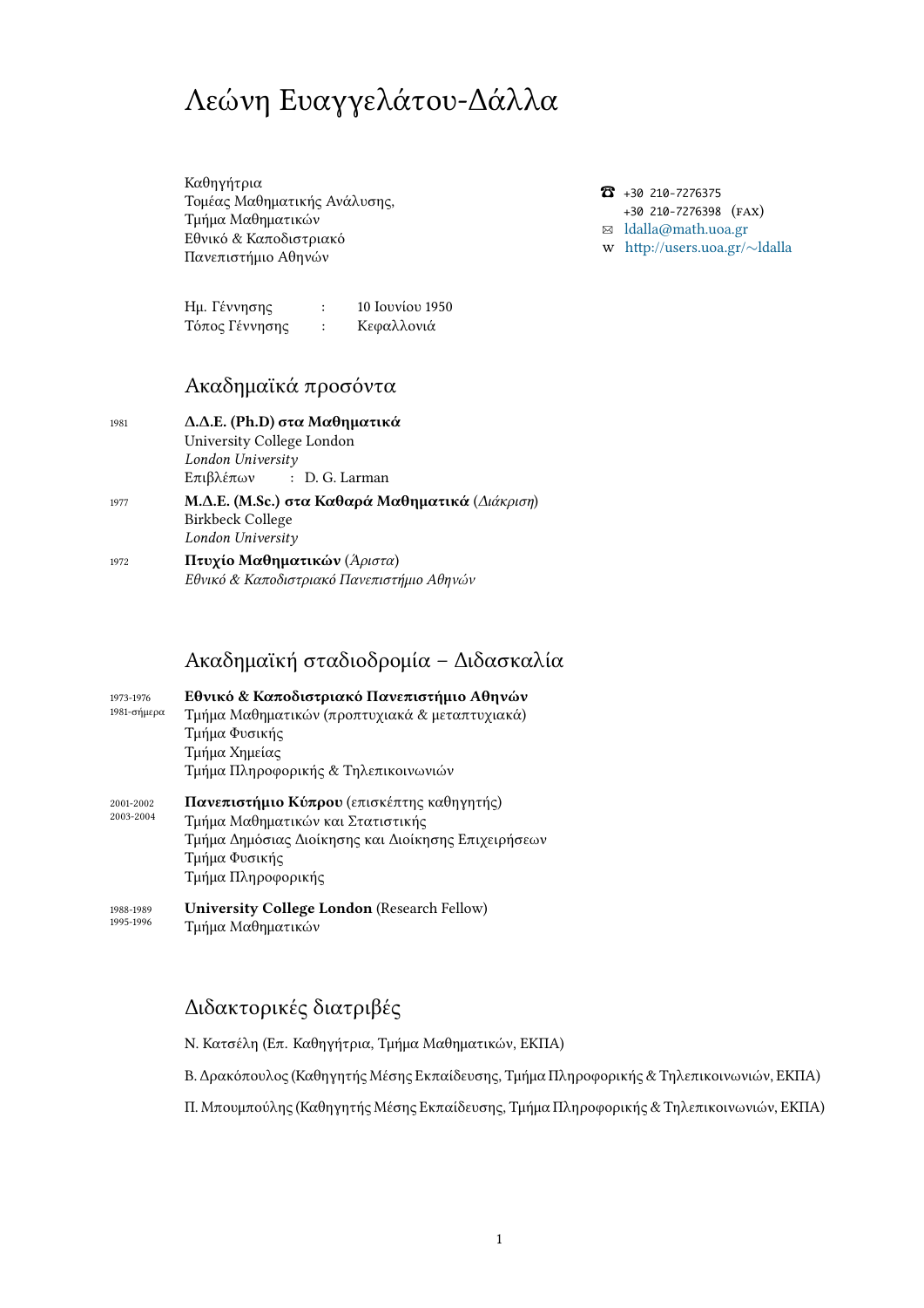# Λεώνη Ευαγγελάτου-Δάλλα

Καθηγήτρια
Τομέας Μαθηματικής Ανάλυσης,
Τμήμα Μαθηματικών
Εθνικό & Καποδιστριακό
Πανεπιστήμιο Αθηνών

☎ +30 210-7276375
+30 210-7276398 (FAX)
✉ ldalla@math.uoa.gr
W http://users.uoa.gr/∼ldalla

| | | |
|---|---|---|
| Ημ. Γέννησης | : | 10 Ιουνίου 1950 |
| Τόπος Γέννησης | : | Κεφαλλονιά |

## Ακαδημαϊκά προσόντα

1981 — **Δ.Δ.Ε. (Ph.D) στα Μαθηματικά**
University College London
*London University*
Επιβλέπων : D. G. Larman

1977 — **Μ.Δ.Ε. (M.Sc.) στα Καθαρά Μαθηματικά** (*Διάκριση*)
Birkbeck College
*London University*

1972 — **Πτυχίο Μαθηματικών** (*Άριστα*)
*Εθνικό & Καποδιστριακό Πανεπιστήμιο Αθηνών*

## Ακαδημαϊκή σταδιοδρομία – Διδασκαλία

1973-1976, 1981-σήμερα — **Εθνικό & Καποδιστριακό Πανεπιστήμιο Αθηνών**
Τμήμα Μαθηματικών (προπτυχιακά & μεταπτυχιακά)
Τμήμα Φυσικής
Τμήμα Χημείας
Τμήμα Πληροφορικής & Τηλεπικοινωνιών

2001-2002, 2003-2004 — **Πανεπιστήμιο Κύπρου** (επισκέπτης καθηγητής)
Τμήμα Μαθηματικών και Στατιστικής
Τμήμα Δημόσιας Διοίκησης και Διοίκησης Επιχειρήσεων
Τμήμα Φυσικής
Τμήμα Πληροφορικής

1988-1989, 1995-1996 — **University College London** (Research Fellow)
Τμήμα Μαθηματικών

## Διδακτορικές διατριβές

Ν. Κατσέλη (Επ. Καθηγήτρια, Τμήμα Μαθηματικών, ΕΚΠΑ)

Β. Δρακόπουλος (Καθηγητής Μέσης Εκπαίδευσης, Τμήμα Πληροφορικής & Τηλεπικοινωνιών, ΕΚΠΑ)

Π. Μπουμπούλης (Καθηγητής Μέσης Εκπαίδευσης, Τμήμα Πληροφορικής & Τηλεπικοινωνιών, ΕΚΠΑ)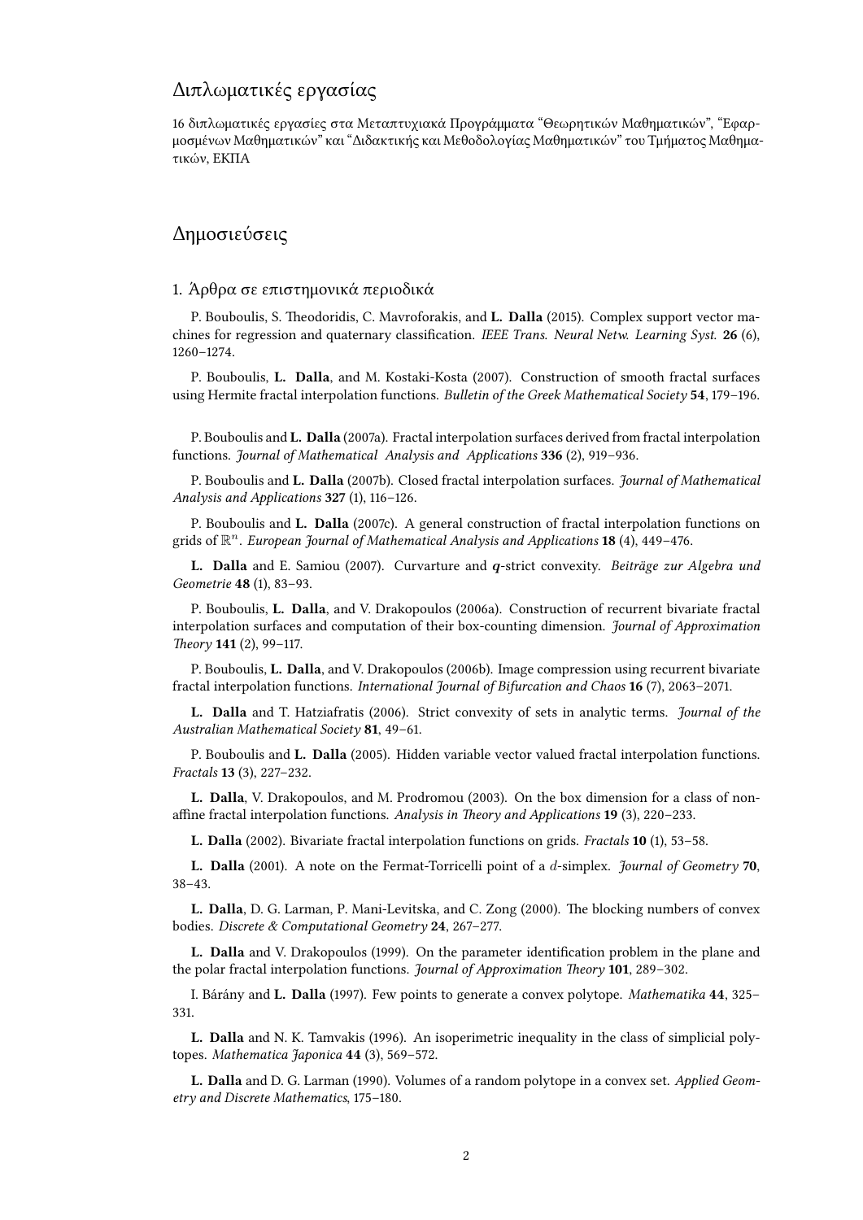## Διπλωματικές εργασίες

16 διπλωματικές εργασίες στα Μεταπτυχιακά Προγράμματα "Θεωρητικών Μαθηματικών", "Εφαρμοσμένων Μαθηματικών" και "Διδακτικής και Μεθοδολογίας Μαθηματικών" του Τμήματος Μαθηματικών, ΕΚΠΑ

## Δημοσιεύσεις

### 1. Άρθρα σε επιστημονικά περιοδικά

P. Bouboulis, S. Theodoridis, C. Mavroforakis, and **L. Dalla** (2015). Complex support vector machines for regression and quaternary classification. *IEEE Trans. Neural Netw. Learning Syst.* **26** (6), 1260–1274.

P. Bouboulis, **L. Dalla**, and M. Kostaki-Kosta (2007). Construction of smooth fractal surfaces using Hermite fractal interpolation functions. *Bulletin of the Greek Mathematical Society* **54**, 179–196.

P. Bouboulis and **L. Dalla** (2007a). Fractal interpolation surfaces derived from fractal interpolation functions. *Journal of Mathematical Analysis and Applications* **336** (2), 919–936.

P. Bouboulis and **L. Dalla** (2007b). Closed fractal interpolation surfaces. *Journal of Mathematical Analysis and Applications* **327** (1), 116–126.

P. Bouboulis and **L. Dalla** (2007c). A general construction of fractal interpolation functions on grids of $\mathbb{R}^n$. *European Journal of Mathematical Analysis and Applications* **18** (4), 449–476.

**L. Dalla** and E. Samiou (2007). Curvarture and $q$-strict convexity. *Beiträge zur Algebra und Geometrie* **48** (1), 83–93.

P. Bouboulis, **L. Dalla**, and V. Drakopoulos (2006a). Construction of recurrent bivariate fractal interpolation surfaces and computation of their box-counting dimension. *Journal of Approximation Theory* **141** (2), 99–117.

P. Bouboulis, **L. Dalla**, and V. Drakopoulos (2006b). Image compression using recurrent bivariate fractal interpolation functions. *International Journal of Bifurcation and Chaos* **16** (7), 2063–2071.

**L. Dalla** and T. Hatziafratis (2006). Strict convexity of sets in analytic terms. *Journal of the Australian Mathematical Society* **81**, 49–61.

P. Bouboulis and **L. Dalla** (2005). Hidden variable vector valued fractal interpolation functions. *Fractals* **13** (3), 227–232.

**L. Dalla**, V. Drakopoulos, and M. Prodromou (2003). On the box dimension for a class of nonaffine fractal interpolation functions. *Analysis in Theory and Applications* **19** (3), 220–233.

**L. Dalla** (2002). Bivariate fractal interpolation functions on grids. *Fractals* **10** (1), 53–58.

**L. Dalla** (2001). A note on the Fermat-Torricelli point of a $d$-simplex. *Journal of Geometry* **70**, 38–43.

**L. Dalla**, D. G. Larman, P. Mani-Levitska, and C. Zong (2000). The blocking numbers of convex bodies. *Discrete & Computational Geometry* **24**, 267–277.

**L. Dalla** and V. Drakopoulos (1999). On the parameter identification problem in the plane and the polar fractal interpolation functions. *Journal of Approximation Theory* **101**, 289–302.

I. Bárány and **L. Dalla** (1997). Few points to generate a convex polytope. *Mathematika* **44**, 325–331.

**L. Dalla** and N. K. Tamvakis (1996). An isoperimetric inequality in the class of simplicial polytopes. *Mathematica Japonica* **44** (3), 569–572.

**L. Dalla** and D. G. Larman (1990). Volumes of a random polytope in a convex set. *Applied Geometry and Discrete Mathematics*, 175–180.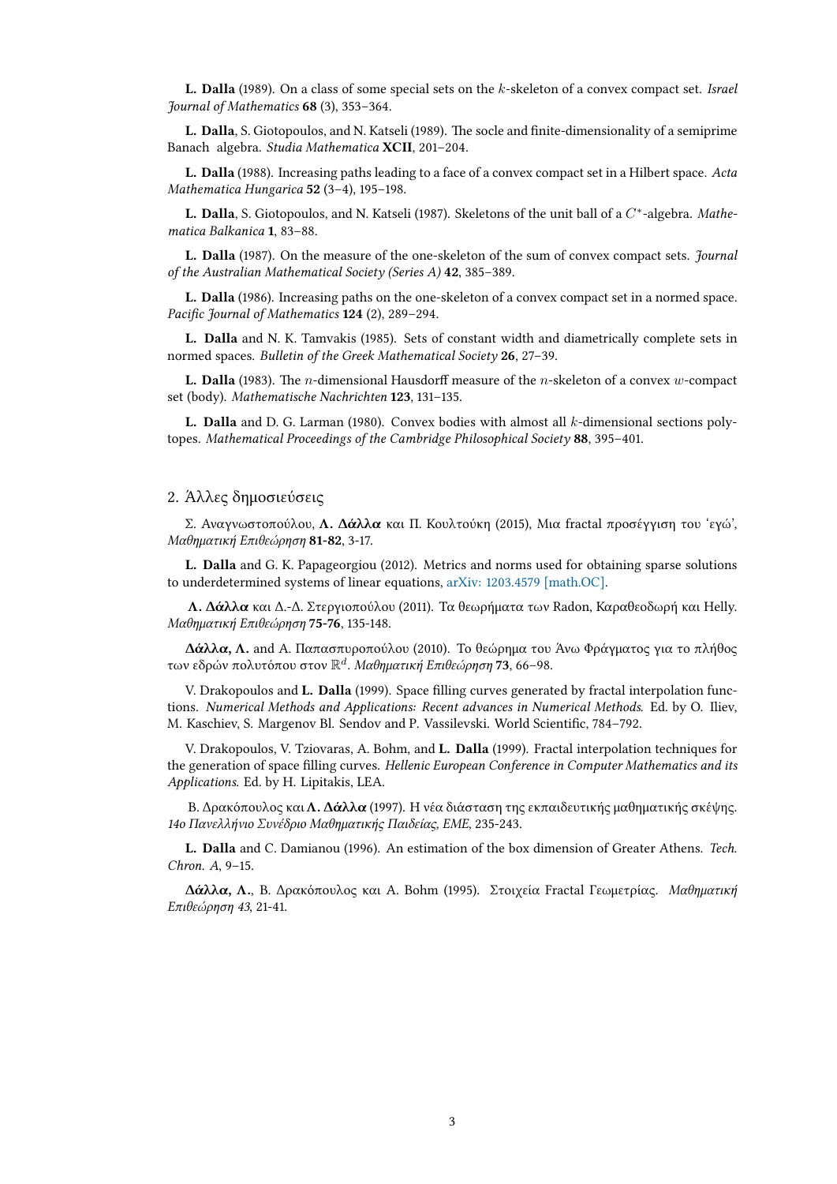**L. Dalla** (1989). On a class of some special sets on the $k$-skeleton of a convex compact set. *Israel Journal of Mathematics* **68** (3), 353–364.

**L. Dalla**, S. Giotopoulos, and N. Katseli (1989). The socle and finite-dimensionality of a semiprime Banach algebra. *Studia Mathematica* **XCII**, 201–204.

**L. Dalla** (1988). Increasing paths leading to a face of a convex compact set in a Hilbert space. *Acta Mathematica Hungarica* **52** (3–4), 195–198.

**L. Dalla**, S. Giotopoulos, and N. Katseli (1987). Skeletons of the unit ball of a $C^*$-algebra. *Mathematica Balkanica* **1**, 83–88.

**L. Dalla** (1987). On the measure of the one-skeleton of the sum of convex compact sets. *Journal of the Australian Mathematical Society (Series A)* **42**, 385–389.

**L. Dalla** (1986). Increasing paths on the one-skeleton of a convex compact set in a normed space. *Pacific Journal of Mathematics* **124** (2), 289–294.

**L. Dalla** and N. K. Tamvakis (1985). Sets of constant width and diametrically complete sets in normed spaces. *Bulletin of the Greek Mathematical Society* **26**, 27–39.

**L. Dalla** (1983). The $n$-dimensional Hausdorff measure of the $n$-skeleton of a convex $w$-compact set (body). *Mathematische Nachrichten* **123**, 131–135.

**L. Dalla** and D. G. Larman (1980). Convex bodies with almost all $k$-dimensional sections polytopes. *Mathematical Proceedings of the Cambridge Philosophical Society* **88**, 395–401.

## 2. Άλλες δημοσιεύσεις

Σ. Αναγνωστοπούλου, **Λ. Δάλλα** και Π. Κουλτούκη (2015), Μια fractal προσέγγιση του 'εγώ', *Μαθηματική Επιθεώρηση* **81-82**, 3-17.

**L. Dalla** and G. K. Papageorgiou (2012). Metrics and norms used for obtaining sparse solutions to underdetermined systems of linear equations, arXiv: 1203.4579 [math.OC].

**Λ. Δάλλα** και Δ.-Δ. Στεργιοπούλου (2011). Τα θεωρήματα των Radon, Καραθεοδωρή και Helly. *Μαθηματική Επιθεώρηση* **75-76**, 135-148.

**Δάλλα, Λ.** and Α. Παπασπυροπούλου (2010). Το θεώρημα του Άνω Φράγματος για το πλήθος των εδρών πολυτόπου στον $\mathbb{R}^d$. *Μαθηματική Επιθεώρηση* **73**, 66–98.

V. Drakopoulos and **L. Dalla** (1999). Space filling curves generated by fractal interpolation functions. *Numerical Methods and Applications: Recent advances in Numerical Methods*. Ed. by O. Iliev, M. Kaschiev, S. Margenov Bl. Sendov and P. Vassilevski. World Scientific, 784–792.

V. Drakopoulos, V. Tziovaras, A. Bohm, and **L. Dalla** (1999). Fractal interpolation techniques for the generation of space filling curves. *Hellenic European Conference in Computer Mathematics and its Applications*. Ed. by H. Lipitakis, LEA.

Β. Δρακόπουλος και **Λ. Δάλλα** (1997). Η νέα διάσταση της εκπαιδευτικής μαθηματικής σκέψης. *14ο Πανελλήνιο Συνέδριο Μαθηματικής Παιδείας, ΕΜΕ*, 235-243.

**L. Dalla** and C. Damianou (1996). An estimation of the box dimension of Greater Athens. *Tech. Chron. A*, 9–15.

**Δάλλα, Λ.**, Β. Δρακόπουλος και A. Bohm (1995). Στοιχεία Fractal Γεωμετρίας. *Μαθηματική Επιθεώρηση 43*, 21-41.